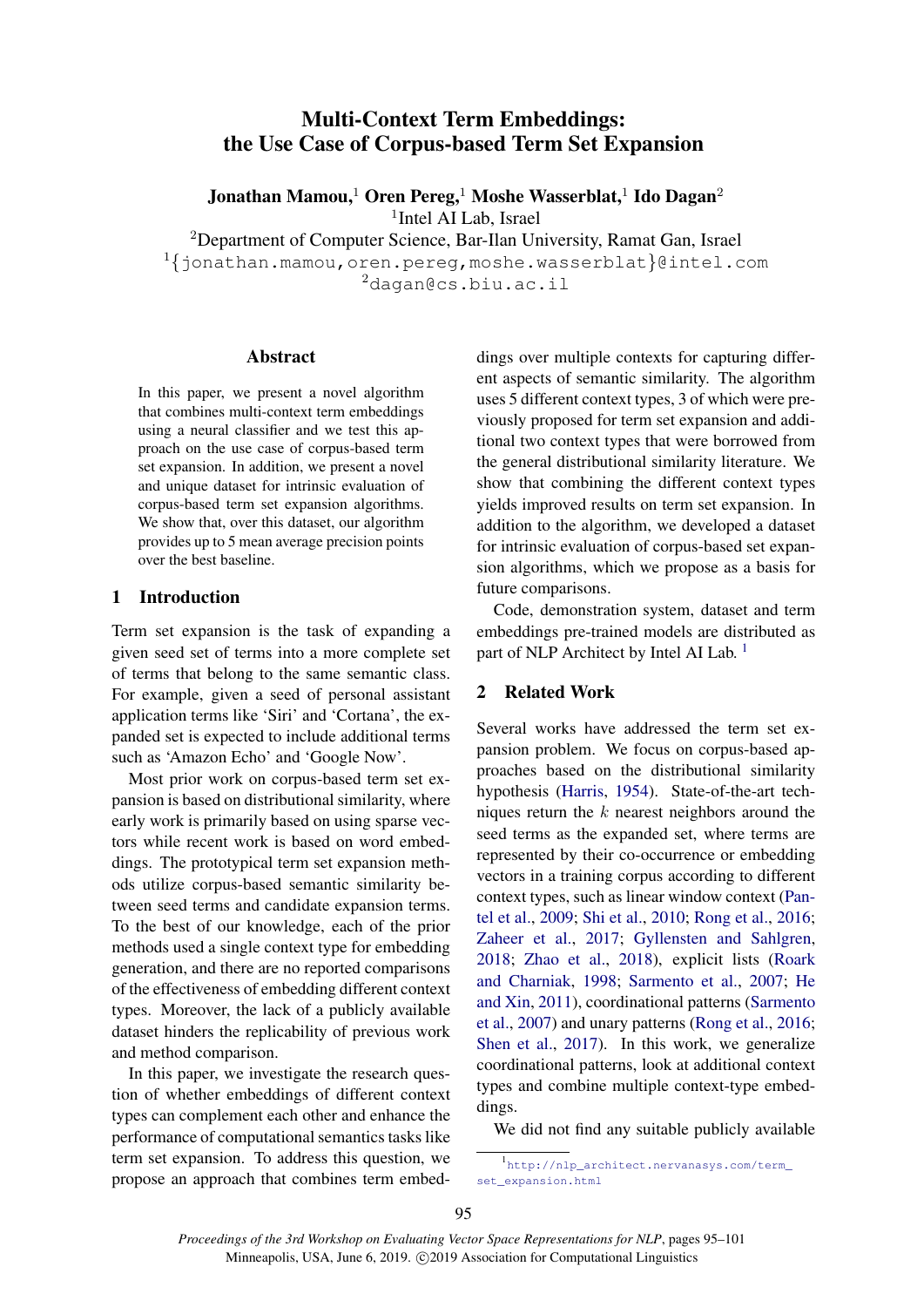# Multi-Context Term Embeddings: the Use Case of Corpus-based Term Set Expansion

**Jonathan Mamou,[1] Oren Pereg,[1] Moshe Wasserblat,[1] Ido Dagan[2]**

[1]Intel AI Lab, Israel

[2]Department of Computer Science, Bar-Ilan University, Ramat Gan, Israel

[1]{jonathan.mamou,oren.pereg,moshe.wasserblat}@intel.com

[2]dagan@cs.biu.ac.il

## Abstract

In this paper, we present a novel algorithm that combines multi-context term embeddings using a neural classifier and we test this approach on the use case of corpus-based term set expansion. In addition, we present a novel and unique dataset for intrinsic evaluation of corpus-based term set expansion algorithms. We show that, over this dataset, our algorithm provides up to 5 mean average precision points over the best baseline.

## 1 Introduction

Term set expansion is the task of expanding a given seed set of terms into a more complete set of terms that belong to the same semantic class. For example, given a seed of personal assistant application terms like 'Siri' and 'Cortana', the expanded set is expected to include additional terms such as 'Amazon Echo' and 'Google Now'.

Most prior work on corpus-based term set expansion is based on distributional similarity, where early work is primarily based on using sparse vectors while recent work is based on word embeddings. The prototypical term set expansion methods utilize corpus-based semantic similarity between seed terms and candidate expansion terms. To the best of our knowledge, each of the prior methods used a single context type for embedding generation, and there are no reported comparisons of the effectiveness of embedding different context types. Moreover, the lack of a publicly available dataset hinders the replicability of previous work and method comparison.

In this paper, we investigate the research question of whether embeddings of different context types can complement each other and enhance the performance of computational semantics tasks like term set expansion. To address this question, we propose an approach that combines term embeddings over multiple contexts for capturing different aspects of semantic similarity. The algorithm uses 5 different context types, 3 of which were previously proposed for term set expansion and additional two context types that were borrowed from the general distributional similarity literature. We show that combining the different context types yields improved results on term set expansion. In addition to the algorithm, we developed a dataset for intrinsic evaluation of corpus-based set expansion algorithms, which we propose as a basis for future comparisons.

Code, demonstration system, dataset and term embeddings pre-trained models are distributed as part of NLP Architect by Intel AI Lab. [1]

## 2 Related Work

Several works have addressed the term set expansion problem. We focus on corpus-based approaches based on the distributional similarity hypothesis (Harris, 1954). State-of-the-art techniques return the $k$ nearest neighbors around the seed terms as the expanded set, where terms are represented by their co-occurrence or embedding vectors in a training corpus according to different context types, such as linear window context (Pantel et al., 2009; Shi et al., 2010; Rong et al., 2016; Zaheer et al., 2017; Gyllensten and Sahlgren, 2018; Zhao et al., 2018), explicit lists (Roark and Charniak, 1998; Sarmento et al., 2007; He and Xin, 2011), coordinational patterns (Sarmento et al., 2007) and unary patterns (Rong et al., 2016; Shen et al., 2017). In this work, we generalize coordinational patterns, look at additional context types and combine multiple context-type embeddings.

We did not find any suitable publicly available

[1] http://nlp_architect.nervanasys.com/term_set_expansion.html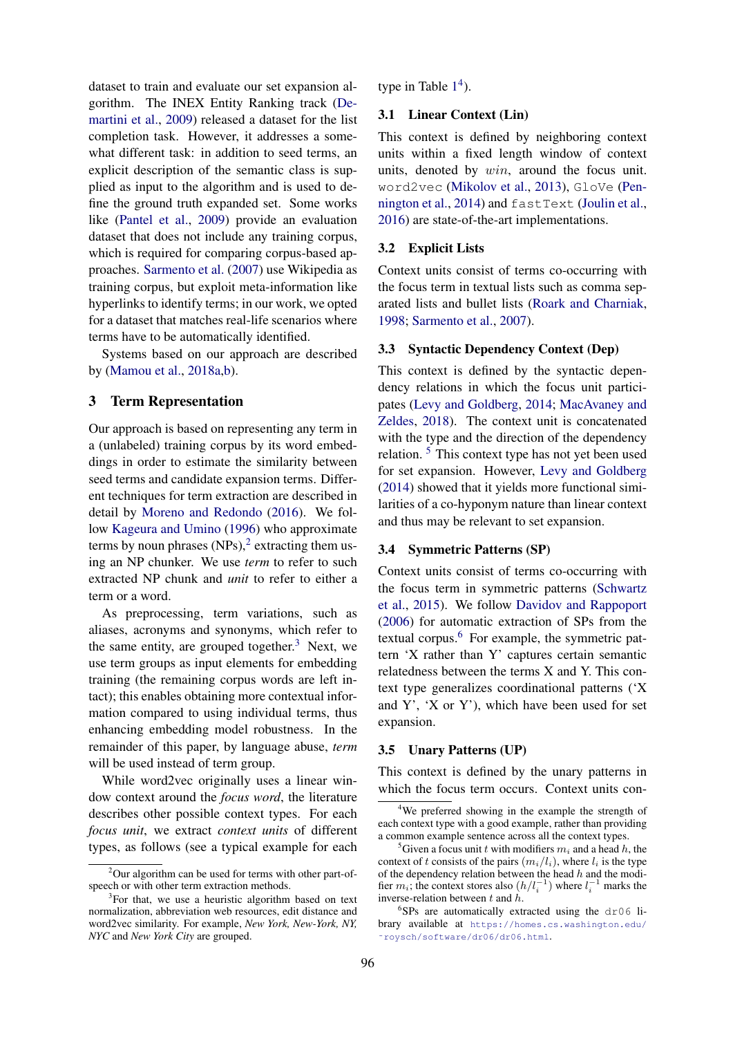dataset to train and evaluate our set expansion algorithm. The INEX Entity Ranking track (Demartini et al., 2009) released a dataset for the list completion task. However, it addresses a somewhat different task: in addition to seed terms, an explicit description of the semantic class is supplied as input to the algorithm and is used to define the ground truth expanded set. Some works like (Pantel et al., 2009) provide an evaluation dataset that does not include any training corpus, which is required for comparing corpus-based approaches. Sarmento et al. (2007) use Wikipedia as training corpus, but exploit meta-information like hyperlinks to identify terms; in our work, we opted for a dataset that matches real-life scenarios where terms have to be automatically identified.

Systems based on our approach are described by (Mamou et al., 2018a,b).

## 3 Term Representation

Our approach is based on representing any term in a (unlabeled) training corpus by its word embeddings in order to estimate the similarity between seed terms and candidate expansion terms. Different techniques for term extraction are described in detail by Moreno and Redondo (2016). We follow Kageura and Umino (1996) who approximate terms by noun phrases (NPs),[2] extracting them using an NP chunker. We use *term* to refer to such extracted NP chunk and *unit* to refer to either a term or a word.

As preprocessing, term variations, such as aliases, acronyms and synonyms, which refer to the same entity, are grouped together.[3] Next, we use term groups as input elements for embedding training (the remaining corpus words are left intact); this enables obtaining more contextual information compared to using individual terms, thus enhancing embedding model robustness. In the remainder of this paper, by language abuse, *term* will be used instead of term group.

While word2vec originally uses a linear window context around the *focus word*, the literature describes other possible context types. For each *focus unit*, we extract *context units* of different types, as follows (see a typical example for each type in Table 1[4]).

### 3.1 Linear Context (Lin)

This context is defined by neighboring context units within a fixed length window of context units, denoted by $win$, around the focus unit. `word2vec` (Mikolov et al., 2013), `GloVe` (Pennington et al., 2014) and `fastText` (Joulin et al., 2016) are state-of-the-art implementations.

### 3.2 Explicit Lists

Context units consist of terms co-occurring with the focus term in textual lists such as comma separated lists and bullet lists (Roark and Charniak, 1998; Sarmento et al., 2007).

### 3.3 Syntactic Dependency Context (Dep)

This context is defined by the syntactic dependency relations in which the focus unit participates (Levy and Goldberg, 2014; MacAvaney and Zeldes, 2018). The context unit is concatenated with the type and the direction of the dependency relation. [5] This context type has not yet been used for set expansion. However, Levy and Goldberg (2014) showed that it yields more functional similarities of a co-hyponym nature than linear context and thus may be relevant to set expansion.

### 3.4 Symmetric Patterns (SP)

Context units consist of terms co-occurring with the focus term in symmetric patterns (Schwartz et al., 2015). We follow Davidov and Rappoport (2006) for automatic extraction of SPs from the textual corpus.[6] For example, the symmetric pattern 'X rather than Y' captures certain semantic relatedness between the terms X and Y. This context type generalizes coordinational patterns ('X and Y', 'X or Y'), which have been used for set expansion.

### 3.5 Unary Patterns (UP)

This context is defined by the unary patterns in which the focus term occurs. Context units con-

[2] Our algorithm can be used for terms with other part-of-speech or with other term extraction methods.

[3] For that, we use a heuristic algorithm based on text normalization, abbreviation web resources, edit distance and word2vec similarity. For example, *New York, New-York, NY, NYC* and *New York City* are grouped.

[4] We preferred showing in the example the strength of each context type with a good example, rather than providing a common example sentence across all the context types.

[5] Given a focus unit $t$ with modifiers $m_i$ and a head $h$, the context of $t$ consists of the pairs $(m_i/l_i)$, where $l_i$ is the type of the dependency relation between the head $h$ and the modifier $m_i$; the context stores also $(h/l_i^{-1})$ where $l_i^{-1}$ marks the inverse-relation between $t$ and $h$.

[6] SPs are automatically extracted using the `dr06` library available at https://homes.cs.washington.edu/~roysch/software/dr06/dr06.html.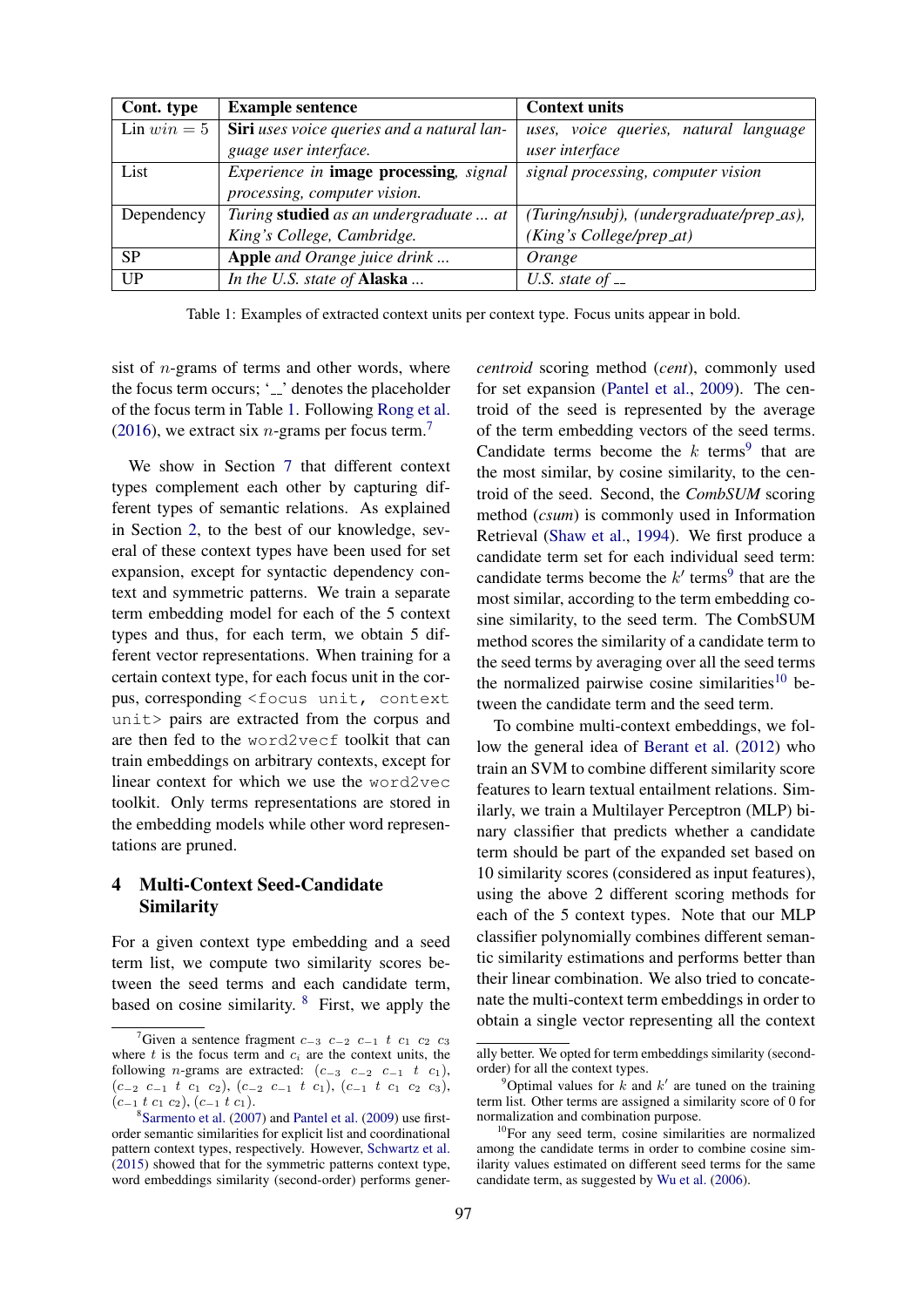| Cont. type | Example sentence | Context units |
|---|---|---|
| Lin $win = 5$ | **Siri** *uses voice queries and a natural language user interface.* | *uses, voice queries, natural language user interface* |
| List | *Experience in* **image processing**, *signal processing, computer vision.* | *signal processing, computer vision* |
| Dependency | *Turing* **studied** *as an undergraduate ... at King's College, Cambridge.* | *(Turing/nsubj), (undergraduate/prep_as), (King's College/prep_at)* |
| SP | **Apple** *and Orange juice drink ...* | *Orange* |
| UP | *In the U.S. state of* **Alaska** *...* | *U.S. state of __* |

Table 1: Examples of extracted context units per context type. Focus units appear in bold.

sist of $n$-grams of terms and other words, where the focus term occurs; '__' denotes the placeholder of the focus term in Table 1. Following Rong et al. (2016), we extract six $n$-grams per focus term.[7]

We show in Section 7 that different context types complement each other by capturing different types of semantic relations. As explained in Section 2, to the best of our knowledge, several of these context types have been used for set expansion, except for syntactic dependency context and symmetric patterns. We train a separate term embedding model for each of the 5 context types and thus, for each term, we obtain 5 different vector representations. When training for a certain context type, for each focus unit in the corpus, corresponding `<focus unit, context unit>` pairs are extracted from the corpus and are then fed to the `word2vecf` toolkit that can train embeddings on arbitrary contexts, except for linear context for which we use the `word2vec` toolkit. Only terms representations are stored in the embedding models while other word representations are pruned.

## 4 Multi-Context Seed-Candidate Similarity

For a given context type embedding and a seed term list, we compute two similarity scores between the seed terms and each candidate term, based on cosine similarity.[8] First, we apply the *centroid* scoring method (*cent*), commonly used for set expansion (Pantel et al., 2009). The centroid of the seed is represented by the average of the term embedding vectors of the seed terms. Candidate terms become the $k$ terms[9] that are the most similar, by cosine similarity, to the centroid of the seed. Second, the *CombSUM* scoring method (*csum*) is commonly used in Information Retrieval (Shaw et al., 1994). We first produce a candidate term set for each individual seed term: candidate terms become the $k'$ terms[9] that are the most similar, according to the term embedding cosine similarity, to the seed term. The CombSUM method scores the similarity of a candidate term to the seed terms by averaging over all the seed terms the normalized pairwise cosine similarities[10] between the candidate term and the seed term.

To combine multi-context embeddings, we follow the general idea of Berant et al. (2012) who train an SVM to combine different similarity score features to learn textual entailment relations. Similarly, we train a Multilayer Perceptron (MLP) binary classifier that predicts whether a candidate term should be part of the expanded set based on 10 similarity scores (considered as input features), using the above 2 different scoring methods for each of the 5 context types. Note that our MLP classifier polynomially combines different semantic similarity estimations and performs better than their linear combination. We also tried to concatenate the multi-context term embeddings in order to obtain a single vector representing all the context

[7] Given a sentence fragment $c_{-3}$ $c_{-2}$ $c_{-1}$ $t$ $c_1$ $c_2$ $c_3$ where $t$ is the focus term and $c_i$ are the context units, the following $n$-grams are extracted: ($c_{-3}$ $c_{-2}$ $c_{-1}$ $t$ $c_1$), ($c_{-2}$ $c_{-1}$ $t$ $c_1$ $c_2$), ($c_{-2}$ $c_{-1}$ $t$ $c_1$), ($c_{-1}$ $t$ $c_1$ $c_2$ $c_3$), ($c_{-1}$ $t$ $c_1$ $c_2$), ($c_{-1}$ $t$ $c_1$).

[8] Sarmento et al. (2007) and Pantel et al. (2009) use first-order semantic similarities for explicit list and coordinational pattern context types, respectively. However, Schwartz et al. (2015) showed that for the symmetric patterns context type, word embeddings similarity (second-order) performs generally better. We opted for term embeddings similarity (second-order) for all the context types.

[9] Optimal values for $k$ and $k'$ are tuned on the training term list. Other terms are assigned a similarity score of 0 for normalization and combination purpose.

[10] For any seed term, cosine similarities are normalized among the candidate terms in order to combine cosine similarity values estimated on different seed terms for the same candidate term, as suggested by Wu et al. (2006).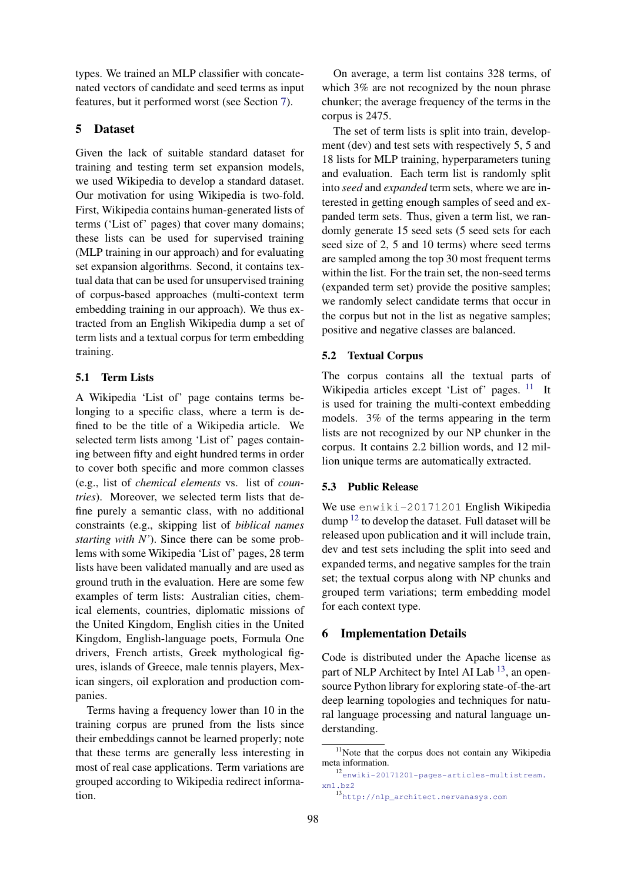types. We trained an MLP classifier with concatenated vectors of candidate and seed terms as input features, but it performed worst (see Section 7).

## 5 Dataset

Given the lack of suitable standard dataset for training and testing term set expansion models, we used Wikipedia to develop a standard dataset. Our motivation for using Wikipedia is two-fold. First, Wikipedia contains human-generated lists of terms ('List of' pages) that cover many domains; these lists can be used for supervised training (MLP training in our approach) and for evaluating set expansion algorithms. Second, it contains textual data that can be used for unsupervised training of corpus-based approaches (multi-context term embedding training in our approach). We thus extracted from an English Wikipedia dump a set of term lists and a textual corpus for term embedding training.

### 5.1 Term Lists

A Wikipedia 'List of' page contains terms belonging to a specific class, where a term is defined to be the title of a Wikipedia article. We selected term lists among 'List of' pages containing between fifty and eight hundred terms in order to cover both specific and more common classes (e.g., list of *chemical elements* vs. list of *countries*). Moreover, we selected term lists that define purely a semantic class, with no additional constraints (e.g., skipping list of *biblical names starting with N'*). Since there can be some problems with some Wikipedia 'List of' pages, 28 term lists have been validated manually and are used as ground truth in the evaluation. Here are some few examples of term lists: Australian cities, chemical elements, countries, diplomatic missions of the United Kingdom, English cities in the United Kingdom, English-language poets, Formula One drivers, French artists, Greek mythological figures, islands of Greece, male tennis players, Mexican singers, oil exploration and production companies.

Terms having a frequency lower than 10 in the training corpus are pruned from the lists since their embeddings cannot be learned properly; note that these terms are generally less interesting in most of real case applications. Term variations are grouped according to Wikipedia redirect information.

On average, a term list contains 328 terms, of which 3% are not recognized by the noun phrase chunker; the average frequency of the terms in the corpus is 2475.

The set of term lists is split into train, development (dev) and test sets with respectively 5, 5 and 18 lists for MLP training, hyperparameters tuning and evaluation. Each term list is randomly split into *seed* and *expanded* term sets, where we are interested in getting enough samples of seed and expanded term sets. Thus, given a term list, we randomly generate 15 seed sets (5 seed sets for each seed size of 2, 5 and 10 terms) where seed terms are sampled among the top 30 most frequent terms within the list. For the train set, the non-seed terms (expanded term set) provide the positive samples; we randomly select candidate terms that occur in the corpus but not in the list as negative samples; positive and negative classes are balanced.

### 5.2 Textual Corpus

The corpus contains all the textual parts of Wikipedia articles except 'List of' pages. [11] It is used for training the multi-context embedding models. 3% of the terms appearing in the term lists are not recognized by our NP chunker in the corpus. It contains 2.2 billion words, and 12 million unique terms are automatically extracted.

### 5.3 Public Release

We use `enwiki-20171201` English Wikipedia dump [12] to develop the dataset. Full dataset will be released upon publication and it will include train, dev and test sets including the split into seed and expanded terms, and negative samples for the train set; the textual corpus along with NP chunks and grouped term variations; term embedding model for each context type.

## 6 Implementation Details

Code is distributed under the Apache license as part of NLP Architect by Intel AI Lab [13], an open-source Python library for exploring state-of-the-art deep learning topologies and techniques for natural language processing and natural language understanding.

[11] Note that the corpus does not contain any Wikipedia meta information.

[12] `enwiki-20171201-pages-articles-multistream.xml.bz2`

[13] http://nlp_architect.nervanasys.com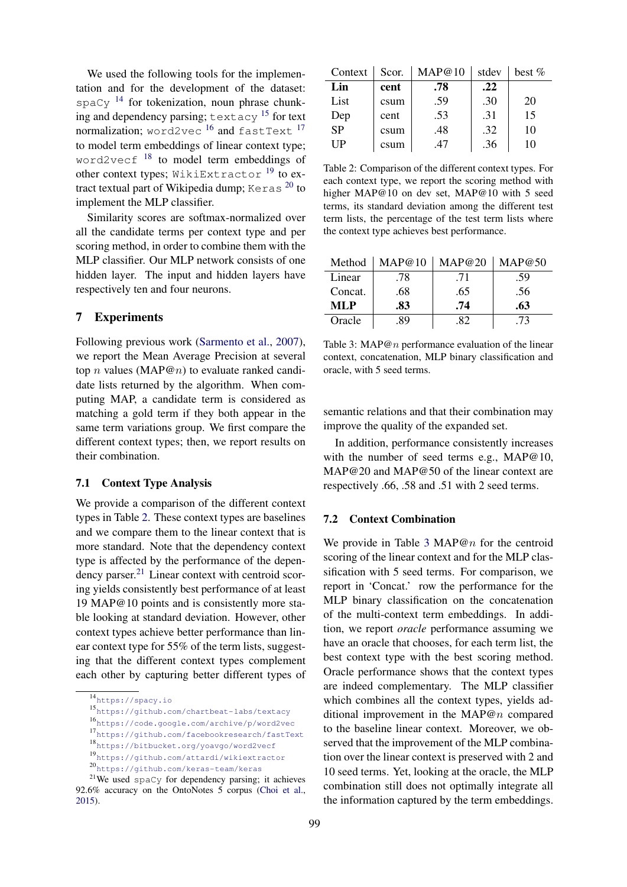We used the following tools for the implementation and for the development of the dataset: `spaCy` [14] for tokenization, noun phrase chunking and dependency parsing; `textacy` [15] for text normalization; `word2vec` [16] and `fastText` [17] to model term embeddings of linear context type; `word2vecf` [18] to model term embeddings of other context types; `WikiExtractor` [19] to extract textual part of Wikipedia dump; `Keras` [20] to implement the MLP classifier.

Similarity scores are softmax-normalized over all the candidate terms per context type and per scoring method, in order to combine them with the MLP classifier. Our MLP network consists of one hidden layer. The input and hidden layers have respectively ten and four neurons.

## 7 Experiments

Following previous work (Sarmento et al., 2007), we report the Mean Average Precision at several top $n$ values (MAP@$n$) to evaluate ranked candidate lists returned by the algorithm. When computing MAP, a candidate term is considered as matching a gold term if they both appear in the same term variations group. We first compare the different context types; then, we report results on their combination.

### 7.1 Context Type Analysis

We provide a comparison of the different context types in Table 2. These context types are baselines and we compare them to the linear context that is more standard. Note that the dependency context type is affected by the performance of the dependency parser.[21] Linear context with centroid scoring yields consistently best performance of at least 19 MAP@10 points and is consistently more stable looking at standard deviation. However, other context types achieve better performance than linear context type for 55% of the term lists, suggesting that the different context types complement each other by capturing better different types of semantic relations and that their combination may improve the quality of the expanded set.

| Context | Scor. | MAP@10 | stdev | best % |
|---|---|---|---|---|
| **Lin** | **cent** | **.78** | **.22** | |
| List | csum | .59 | .30 | 20 |
| Dep | cent | .53 | .31 | 15 |
| SP | csum | .48 | .32 | 10 |
| UP | csum | .47 | .36 | 10 |

Table 2: Comparison of the different context types. For each context type, we report the scoring method with higher MAP@10 on dev set, MAP@10 with 5 seed terms, its standard deviation among the different test term lists, the percentage of the test term lists where the context type achieves best performance.

| Method | MAP@10 | MAP@20 | MAP@50 |
|---|---|---|---|
| Linear | .78 | .71 | .59 |
| Concat. | .68 | .65 | .56 |
| **MLP** | **.83** | **.74** | **.63** |
| Oracle | .89 | .82 | .73 |

Table 3: MAP@$n$ performance evaluation of the linear context, concatenation, MLP binary classification and oracle, with 5 seed terms.

In addition, performance consistently increases with the number of seed terms e.g., MAP@10, MAP@20 and MAP@50 of the linear context are respectively .66, .58 and .51 with 2 seed terms.

### 7.2 Context Combination

We provide in Table 3 MAP@$n$ for the centroid scoring of the linear context and for the MLP classification with 5 seed terms. For comparison, we report in 'Concat.' row the performance for the MLP binary classification on the concatenation of the multi-context term embeddings. In addition, we report *oracle* performance assuming we have an oracle that chooses, for each term list, the best context type with the best scoring method. Oracle performance shows that the context types are indeed complementary. The MLP classifier which combines all the context types, yields additional improvement in the MAP@$n$ compared to the baseline linear context. Moreover, we observed that the improvement of the MLP combination over the linear context is preserved with 2 and 10 seed terms. Yet, looking at the oracle, the MLP combination still does not optimally integrate all the information captured by the term embeddings.

---

[14] https://spacy.io

[15] https://github.com/chartbeat-labs/textacy

[16] https://code.google.com/archive/p/word2vec

[17] https://github.com/facebookresearch/fastText

[18] https://bitbucket.org/yoavgo/word2vecf

[19] https://github.com/attardi/wikiextractor

[20] https://github.com/keras-team/keras

[21] We used `spaCy` for dependency parsing; it achieves 92.6% accuracy on the OntoNotes 5 corpus (Choi et al., 2015).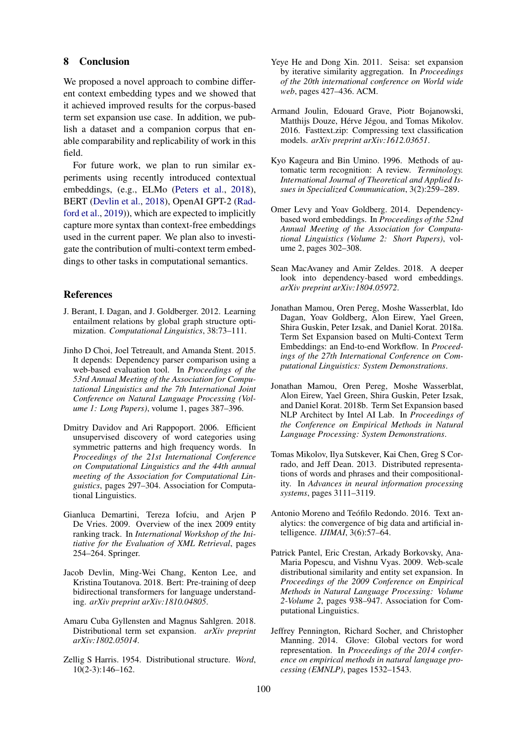## 8 Conclusion

We proposed a novel approach to combine different context embedding types and we showed that it achieved improved results for the corpus-based term set expansion use case. In addition, we publish a dataset and a companion corpus that enable comparability and replicability of work in this field.

For future work, we plan to run similar experiments using recently introduced contextual embeddings, (e.g., ELMo (Peters et al., 2018), BERT (Devlin et al., 2018), OpenAI GPT-2 (Radford et al., 2019)), which are expected to implicitly capture more syntax than context-free embeddings used in the current paper. We plan also to investigate the contribution of multi-context term embeddings to other tasks in computational semantics.

## References

J. Berant, I. Dagan, and J. Goldberger. 2012. Learning entailment relations by global graph structure optimization. *Computational Linguistics*, 38:73–111.

Jinho D Choi, Joel Tetreault, and Amanda Stent. 2015. It depends: Dependency parser comparison using a web-based evaluation tool. In *Proceedings of the 53rd Annual Meeting of the Association for Computational Linguistics and the 7th International Joint Conference on Natural Language Processing (Volume 1: Long Papers)*, volume 1, pages 387–396.

Dmitry Davidov and Ari Rappoport. 2006. Efficient unsupervised discovery of word categories using symmetric patterns and high frequency words. In *Proceedings of the 21st International Conference on Computational Linguistics and the 44th annual meeting of the Association for Computational Linguistics*, pages 297–304. Association for Computational Linguistics.

Gianluca Demartini, Tereza Iofciu, and Arjen P De Vries. 2009. Overview of the inex 2009 entity ranking track. In *International Workshop of the Initiative for the Evaluation of XML Retrieval*, pages 254–264. Springer.

Jacob Devlin, Ming-Wei Chang, Kenton Lee, and Kristina Toutanova. 2018. Bert: Pre-training of deep bidirectional transformers for language understanding. *arXiv preprint arXiv:1810.04805*.

Amaru Cuba Gyllensten and Magnus Sahlgren. 2018. Distributional term set expansion. *arXiv preprint arXiv:1802.05014*.

Zellig S Harris. 1954. Distributional structure. *Word*, 10(2-3):146–162.

Yeye He and Dong Xin. 2011. Seisa: set expansion by iterative similarity aggregation. In *Proceedings of the 20th international conference on World wide web*, pages 427–436. ACM.

Armand Joulin, Edouard Grave, Piotr Bojanowski, Matthijs Douze, Hérve Jégou, and Tomas Mikolov. 2016. Fasttext.zip: Compressing text classification models. *arXiv preprint arXiv:1612.03651*.

Kyo Kageura and Bin Umino. 1996. Methods of automatic term recognition: A review. *Terminology. International Journal of Theoretical and Applied Issues in Specialized Communication*, 3(2):259–289.

Omer Levy and Yoav Goldberg. 2014. Dependency-based word embeddings. In *Proceedings of the 52nd Annual Meeting of the Association for Computational Linguistics (Volume 2: Short Papers)*, volume 2, pages 302–308.

Sean MacAvaney and Amir Zeldes. 2018. A deeper look into dependency-based word embeddings. *arXiv preprint arXiv:1804.05972*.

Jonathan Mamou, Oren Pereg, Moshe Wasserblat, Ido Dagan, Yoav Goldberg, Alon Eirew, Yael Green, Shira Guskin, Peter Izsak, and Daniel Korat. 2018a. Term Set Expansion based on Multi-Context Term Embeddings: an End-to-end Workflow. In *Proceedings of the 27th International Conference on Computational Linguistics: System Demonstrations*.

Jonathan Mamou, Oren Pereg, Moshe Wasserblat, Alon Eirew, Yael Green, Shira Guskin, Peter Izsak, and Daniel Korat. 2018b. Term Set Expansion based NLP Architect by Intel AI Lab. In *Proceedings of the Conference on Empirical Methods in Natural Language Processing: System Demonstrations*.

Tomas Mikolov, Ilya Sutskever, Kai Chen, Greg S Corrado, and Jeff Dean. 2013. Distributed representations of words and phrases and their compositionality. In *Advances in neural information processing systems*, pages 3111–3119.

Antonio Moreno and Teófilo Redondo. 2016. Text analytics: the convergence of big data and artificial intelligence. *IJIMAI*, 3(6):57–64.

Patrick Pantel, Eric Crestan, Arkady Borkovsky, Ana-Maria Popescu, and Vishnu Vyas. 2009. Web-scale distributional similarity and entity set expansion. In *Proceedings of the 2009 Conference on Empirical Methods in Natural Language Processing: Volume 2-Volume 2*, pages 938–947. Association for Computational Linguistics.

Jeffrey Pennington, Richard Socher, and Christopher Manning. 2014. Glove: Global vectors for word representation. In *Proceedings of the 2014 conference on empirical methods in natural language processing (EMNLP)*, pages 1532–1543.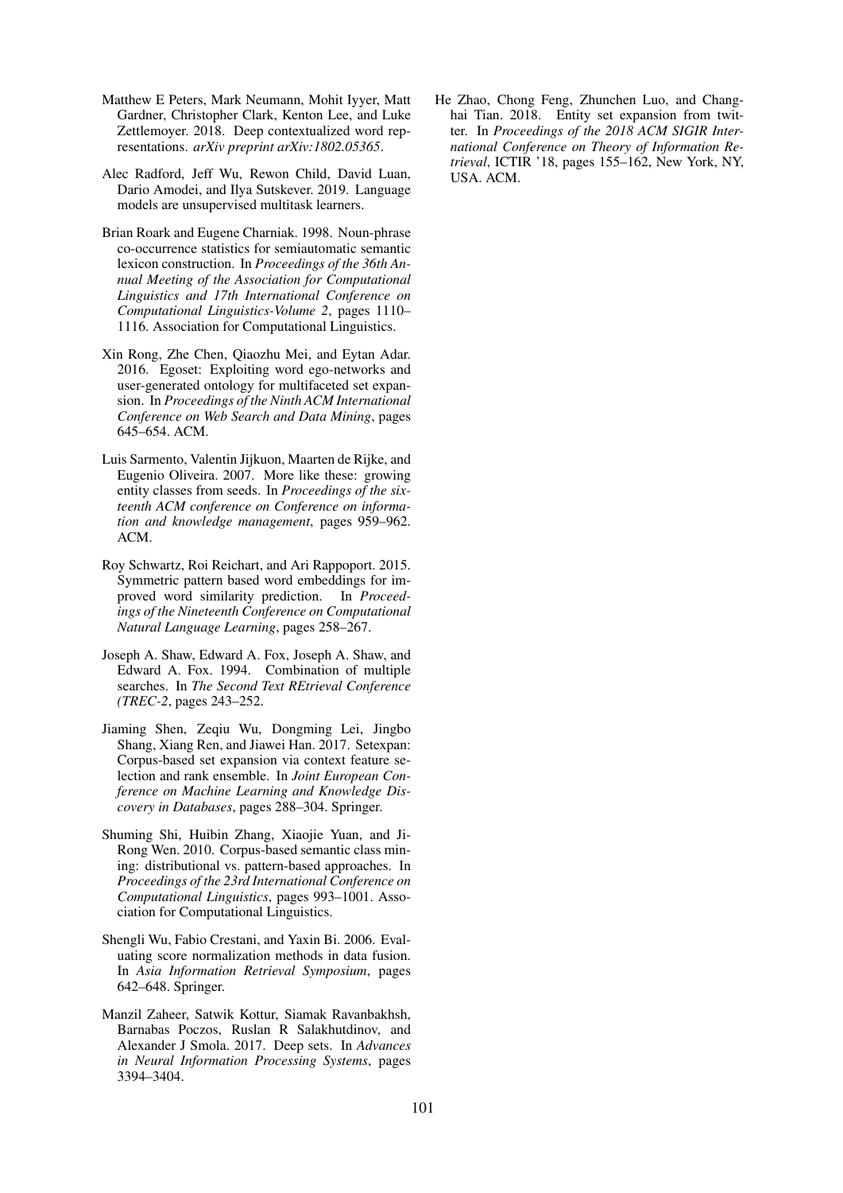Matthew E Peters, Mark Neumann, Mohit Iyyer, Matt Gardner, Christopher Clark, Kenton Lee, and Luke Zettlemoyer. 2018. Deep contextualized word representations. *arXiv preprint arXiv:1802.05365*.

Alec Radford, Jeff Wu, Rewon Child, David Luan, Dario Amodei, and Ilya Sutskever. 2019. Language models are unsupervised multitask learners.

Brian Roark and Eugene Charniak. 1998. Noun-phrase co-occurrence statistics for semiautomatic semantic lexicon construction. In *Proceedings of the 36th Annual Meeting of the Association for Computational Linguistics and 17th International Conference on Computational Linguistics-Volume 2*, pages 1110–1116. Association for Computational Linguistics.

Xin Rong, Zhe Chen, Qiaozhu Mei, and Eytan Adar. 2016. Egoset: Exploiting word ego-networks and user-generated ontology for multifaceted set expansion. In *Proceedings of the Ninth ACM International Conference on Web Search and Data Mining*, pages 645–654. ACM.

Luis Sarmento, Valentin Jijkuon, Maarten de Rijke, and Eugenio Oliveira. 2007. More like these: growing entity classes from seeds. In *Proceedings of the sixteenth ACM conference on Conference on information and knowledge management*, pages 959–962. ACM.

Roy Schwartz, Roi Reichart, and Ari Rappoport. 2015. Symmetric pattern based word embeddings for improved word similarity prediction. In *Proceedings of the Nineteenth Conference on Computational Natural Language Learning*, pages 258–267.

Joseph A. Shaw, Edward A. Fox, Joseph A. Shaw, and Edward A. Fox. 1994. Combination of multiple searches. In *The Second Text REtrieval Conference (TREC-2*, pages 243–252.

Jiaming Shen, Zeqiu Wu, Dongming Lei, Jingbo Shang, Xiang Ren, and Jiawei Han. 2017. Setexpan: Corpus-based set expansion via context feature selection and rank ensemble. In *Joint European Conference on Machine Learning and Knowledge Discovery in Databases*, pages 288–304. Springer.

Shuming Shi, Huibin Zhang, Xiaojie Yuan, and Ji-Rong Wen. 2010. Corpus-based semantic class mining: distributional vs. pattern-based approaches. In *Proceedings of the 23rd International Conference on Computational Linguistics*, pages 993–1001. Association for Computational Linguistics.

Shengli Wu, Fabio Crestani, and Yaxin Bi. 2006. Evaluating score normalization methods in data fusion. In *Asia Information Retrieval Symposium*, pages 642–648. Springer.

Manzil Zaheer, Satwik Kottur, Siamak Ravanbakhsh, Barnabas Poczos, Ruslan R Salakhutdinov, and Alexander J Smola. 2017. Deep sets. In *Advances in Neural Information Processing Systems*, pages 3394–3404.

He Zhao, Chong Feng, Zhunchen Luo, and Changhai Tian. 2018. Entity set expansion from twitter. In *Proceedings of the 2018 ACM SIGIR International Conference on Theory of Information Retrieval*, ICTIR '18, pages 155–162, New York, NY, USA. ACM.